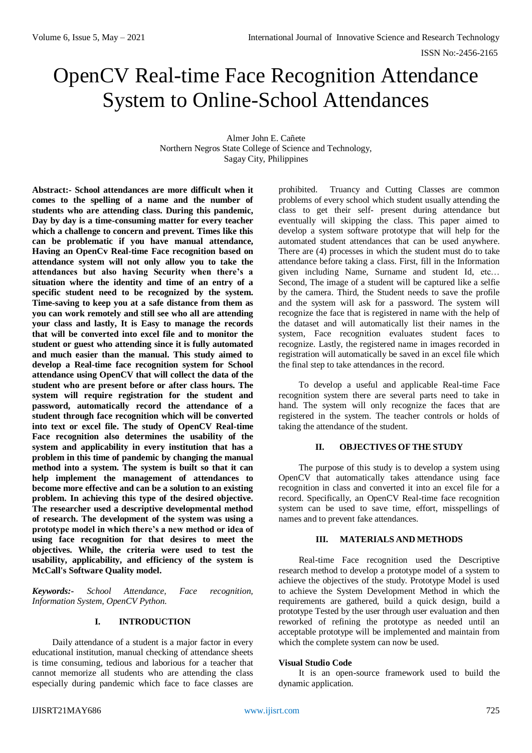# OpenCV Real-time Face Recognition Attendance System to Online-School Attendances

Almer John E. Cañete
Northern Negros State College of Science and Technology,
Sagay City, Philippines

**Abstract:- School attendances are more difficult when it comes to the spelling of a name and the number of students who are attending class. During this pandemic, Day by day is a time-consuming matter for every teacher which a challenge to concern and prevent. Times like this can be problematic if you have manual attendance, Having an OpenCv Real-time Face recognition based on attendance system will not only allow you to take the attendances but also having Security when there's a situation where the identity and time of an entry of a specific student need to be recognized by the system. Time-saving to keep you at a safe distance from them as you can work remotely and still see who all are attending your class and lastly, It is Easy to manage the records that will be converted into excel file and to monitor the student or guest who attending since it is fully automated and much easier than the manual. This study aimed to develop a Real-time face recognition system for School attendance using OpenCV that will collect the data of the student who are present before or after class hours. The system will require registration for the student and password, automatically record the attendance of a student through face recognition which will be converted into text or excel file. The study of OpenCV Real-time Face recognition also determines the usability of the system and applicability in every institution that has a problem in this time of pandemic by changing the manual method into a system. The system is built so that it can help implement the management of attendances to become more effective and can be a solution to an existing problem. In achieving this type of the desired objective. The researcher used a descriptive developmental method of research. The development of the system was using a prototype model in which there's a new method or idea of using face recognition for that desires to meet the objectives. While, the criteria were used to test the usability, applicability, and efficiency of the system is McCall's Software Quality model.**

***Keywords:-*** *School Attendance, Face recognition, Information System, OpenCV Python.*

## I. INTRODUCTION

Daily attendance of a student is a major factor in every educational institution, manual checking of attendance sheets is time consuming, tedious and laborious for a teacher that cannot memorize all students who are attending the class especially during pandemic which face to face classes are prohibited. Truancy and Cutting Classes are common problems of every school which student usually attending the class to get their self- present during attendance but eventually will skipping the class. This paper aimed to develop a system software prototype that will help for the automated student attendances that can be used anywhere. There are (4) processes in which the student must do to take attendance before taking a class. First, fill in the Information given including Name, Surname and student Id, etc… Second, The image of a student will be captured like a selfie by the camera. Third, the Student needs to save the profile and the system will ask for a password. The system will recognize the face that is registered in name with the help of the dataset and will automatically list their names in the system, Face recognition evaluates student faces to recognize. Lastly, the registered name in images recorded in registration will automatically be saved in an excel file which the final step to take attendances in the record.

To develop a useful and applicable Real-time Face recognition system there are several parts need to take in hand. The system will only recognize the faces that are registered in the system. The teacher controls or holds of taking the attendance of the student.

## II. OBJECTIVES OF THE STUDY

The purpose of this study is to develop a system using OpenCV that automatically takes attendance using face recognition in class and converted it into an excel file for a record. Specifically, an OpenCV Real-time face recognition system can be used to save time, effort, misspellings of names and to prevent fake attendances.

## III. MATERIALS AND METHODS

Real-time Face recognition used the Descriptive research method to develop a prototype model of a system to achieve the objectives of the study. Prototype Model is used to achieve the System Development Method in which the requirements are gathered, build a quick design, build a prototype Tested by the user through user evaluation and then reworked of refining the prototype as needed until an acceptable prototype will be implemented and maintain from which the complete system can now be used.

**Visual Studio Code**

It is an open-source framework used to build the dynamic application.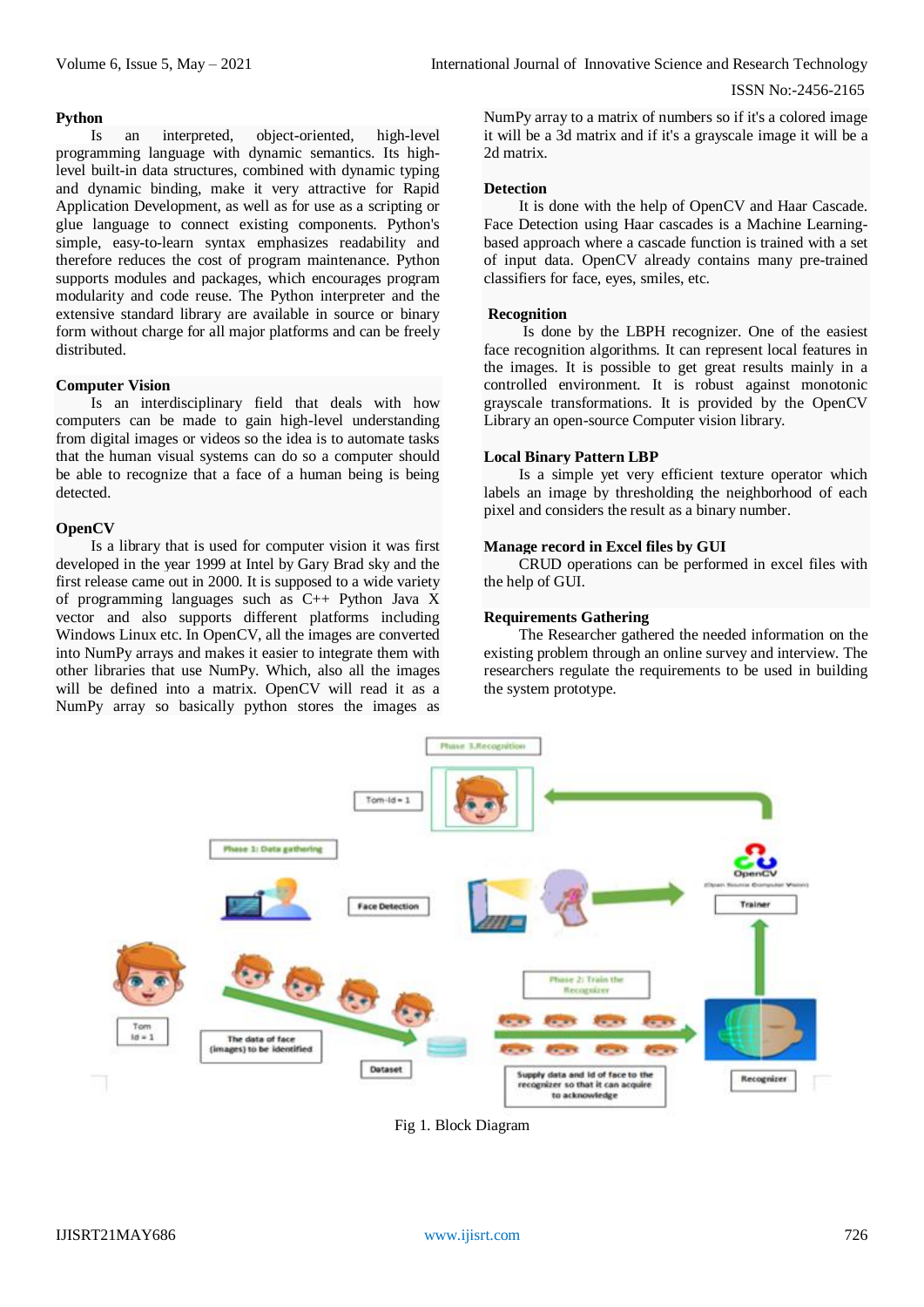### Python

Is an interpreted, object-oriented, high-level programming language with dynamic semantics. Its high-level built-in data structures, combined with dynamic typing and dynamic binding, make it very attractive for Rapid Application Development, as well as for use as a scripting or glue language to connect existing components. Python's simple, easy-to-learn syntax emphasizes readability and therefore reduces the cost of program maintenance. Python supports modules and packages, which encourages program modularity and code reuse. The Python interpreter and the extensive standard library are available in source or binary form without charge for all major platforms and can be freely distributed.

### Computer Vision

Is an interdisciplinary field that deals with how computers can be made to gain high-level understanding from digital images or videos so the idea is to automate tasks that the human visual systems can do so a computer should be able to recognize that a face of a human being is being detected.

### OpenCV

Is a library that is used for computer vision it was first developed in the year 1999 at Intel by Gary Brad sky and the first release came out in 2000. It is supposed to a wide variety of programming languages such as C++ Python Java X vector and also supports different platforms including Windows Linux etc. In OpenCV, all the images are converted into NumPy arrays and makes it easier to integrate them with other libraries that use NumPy. Which, also all the images will be defined into a matrix. OpenCV will read it as a NumPy array so basically python stores the images as NumPy array to a matrix of numbers so if it's a colored image it will be a 3d matrix and if it's a grayscale image it will be a 2d matrix.

### Detection

It is done with the help of OpenCV and Haar Cascade. Face Detection using Haar cascades is a Machine Learning-based approach where a cascade function is trained with a set of input data. OpenCV already contains many pre-trained classifiers for face, eyes, smiles, etc.

### Recognition

Is done by the LBPH recognizer. One of the easiest face recognition algorithms. It can represent local features in the images. It is possible to get great results mainly in a controlled environment. It is robust against monotonic grayscale transformations. It is provided by the OpenCV Library an open-source Computer vision library.

### Local Binary Pattern LBP

Is a simple yet very efficient texture operator which labels an image by thresholding the neighborhood of each pixel and considers the result as a binary number.

### Manage record in Excel files by GUI

CRUD operations can be performed in excel files with the help of GUI.

### Requirements Gathering

The Researcher gathered the needed information on the existing problem through an online survey and interview. The researchers regulate the requirements to be used in building the system prototype.

Fig 1. Block Diagram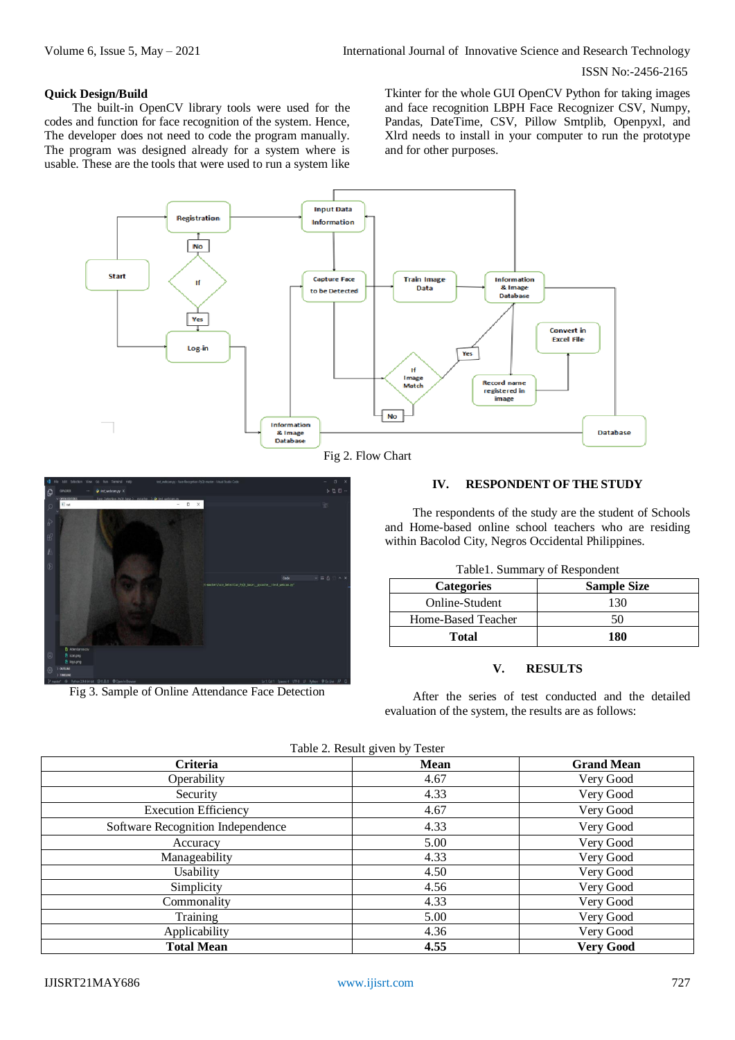## Quick Design/Build

The built-in OpenCV library tools were used for the codes and function for face recognition of the system. Hence, The developer does not need to code the program manually. The program was designed already for a system where is usable. These are the tools that were used to run a system like Tkinter for the whole GUI OpenCV Python for taking images and face recognition LBPH Face Recognizer CSV, Numpy, Pandas, DateTime, CSV, Pillow Smtplib, Openpyxl, and Xlrd needs to install in your computer to run the prototype and for other purposes.

Fig 2. Flow Chart

Fig 3. Sample of Online Attendance Face Detection

## IV. RESPONDENT OF THE STUDY

The respondents of the study are the student of Schools and Home-based online school teachers who are residing within Bacolod City, Negros Occidental Philippines.

Table1. Summary of Respondent

| Categories | Sample Size |
|---|---|
| Online-Student | 130 |
| Home-Based Teacher | 50 |
| **Total** | **180** |

## V. RESULTS

After the series of test conducted and the detailed evaluation of the system, the results are as follows:

Table 2. Result given by Tester

| Criteria | Mean | Grand Mean |
|---|---|---|
| Operability | 4.67 | Very Good |
| Security | 4.33 | Very Good |
| Execution Efficiency | 4.67 | Very Good |
| Software Recognition Independence | 4.33 | Very Good |
| Accuracy | 5.00 | Very Good |
| Manageability | 4.33 | Very Good |
| Usability | 4.50 | Very Good |
| Simplicity | 4.56 | Very Good |
| Commonality | 4.33 | Very Good |
| Training | 5.00 | Very Good |
| Applicability | 4.36 | Very Good |
| **Total Mean** | **4.55** | **Very Good** |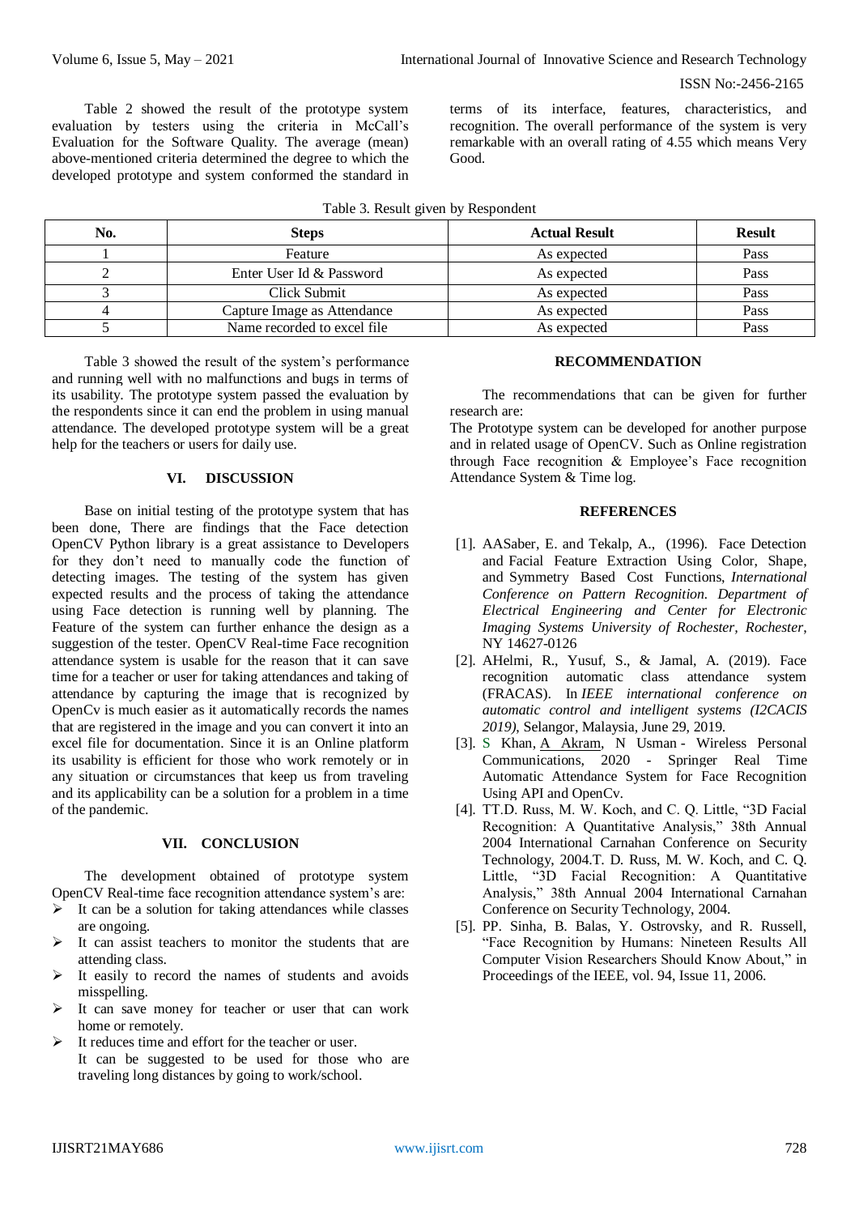Table 2 showed the result of the prototype system evaluation by testers using the criteria in McCall's Evaluation for the Software Quality. The average (mean) above-mentioned criteria determined the degree to which the developed prototype and system conformed the standard in terms of its interface, features, characteristics, and recognition. The overall performance of the system is very remarkable with an overall rating of 4.55 which means Very Good.

Table 3. Result given by Respondent

| No. | Steps | Actual Result | Result |
|---|---|---|---|
| 1 | Feature | As expected | Pass |
| 2 | Enter User Id & Password | As expected | Pass |
| 3 | Click Submit | As expected | Pass |
| 4 | Capture Image as Attendance | As expected | Pass |
| 5 | Name recorded to excel file | As expected | Pass |

Table 3 showed the result of the system's performance and running well with no malfunctions and bugs in terms of its usability. The prototype system passed the evaluation by the respondents since it can end the problem in using manual attendance. The developed prototype system will be a great help for the teachers or users for daily use.

## VI. DISCUSSION

Base on initial testing of the prototype system that has been done, There are findings that the Face detection OpenCV Python library is a great assistance to Developers for they don't need to manually code the function of detecting images. The testing of the system has given expected results and the process of taking the attendance using Face detection is running well by planning. The Feature of the system can further enhance the design as a suggestion of the tester. OpenCV Real-time Face recognition attendance system is usable for the reason that it can save time for a teacher or user for taking attendances and taking of attendance by capturing the image that is recognized by OpenCv is much easier as it automatically records the names that are registered in the image and you can convert it into an excel file for documentation. Since it is an Online platform its usability is efficient for those who work remotely or in any situation or circumstances that keep us from traveling and its applicability can be a solution for a problem in a time of the pandemic.

## VII. CONCLUSION

The development obtained of prototype system OpenCV Real-time face recognition attendance system's are:

- It can be a solution for taking attendances while classes are ongoing.
- It can assist teachers to monitor the students that are attending class.
- It easily to record the names of students and avoids misspelling.
- It can save money for teacher or user that can work home or remotely.
- It reduces time and effort for the teacher or user.

  It can be suggested to be used for those who are traveling long distances by going to work/school.

## RECOMMENDATION

The recommendations that can be given for further research are:

The Prototype system can be developed for another purpose and in related usage of OpenCV. Such as Online registration through Face recognition & Employee's Face recognition Attendance System & Time log.

## REFERENCES

[1]. AASaber, E. and Tekalp, A., (1996). Face Detection and Facial Feature Extraction Using Color, Shape, and Symmetry Based Cost Functions, *International Conference on Pattern Recognition. Department of Electrical Engineering and Center for Electronic Imaging Systems University of Rochester, Rochester*, NY 14627-0126

[2]. AHelmi, R., Yusuf, S., & Jamal, A. (2019). Face recognition automatic class attendance system (FRACAS). In *IEEE international conference on automatic control and intelligent systems (I2CACIS 2019)*, Selangor, Malaysia, June 29, 2019.

[3]. S Khan, A Akram, N Usman - Wireless Personal Communications, 2020 - Springer Real Time Automatic Attendance System for Face Recognition Using API and OpenCv.

[4]. TT.D. Russ, M. W. Koch, and C. Q. Little, "3D Facial Recognition: A Quantitative Analysis," 38th Annual 2004 International Carnahan Conference on Security Technology, 2004.T. D. Russ, M. W. Koch, and C. Q. Little, "3D Facial Recognition: A Quantitative Analysis," 38th Annual 2004 International Carnahan Conference on Security Technology, 2004.

[5]. PP. Sinha, B. Balas, Y. Ostrovsky, and R. Russell, "Face Recognition by Humans: Nineteen Results All Computer Vision Researchers Should Know About," in Proceedings of the IEEE, vol. 94, Issue 11, 2006.